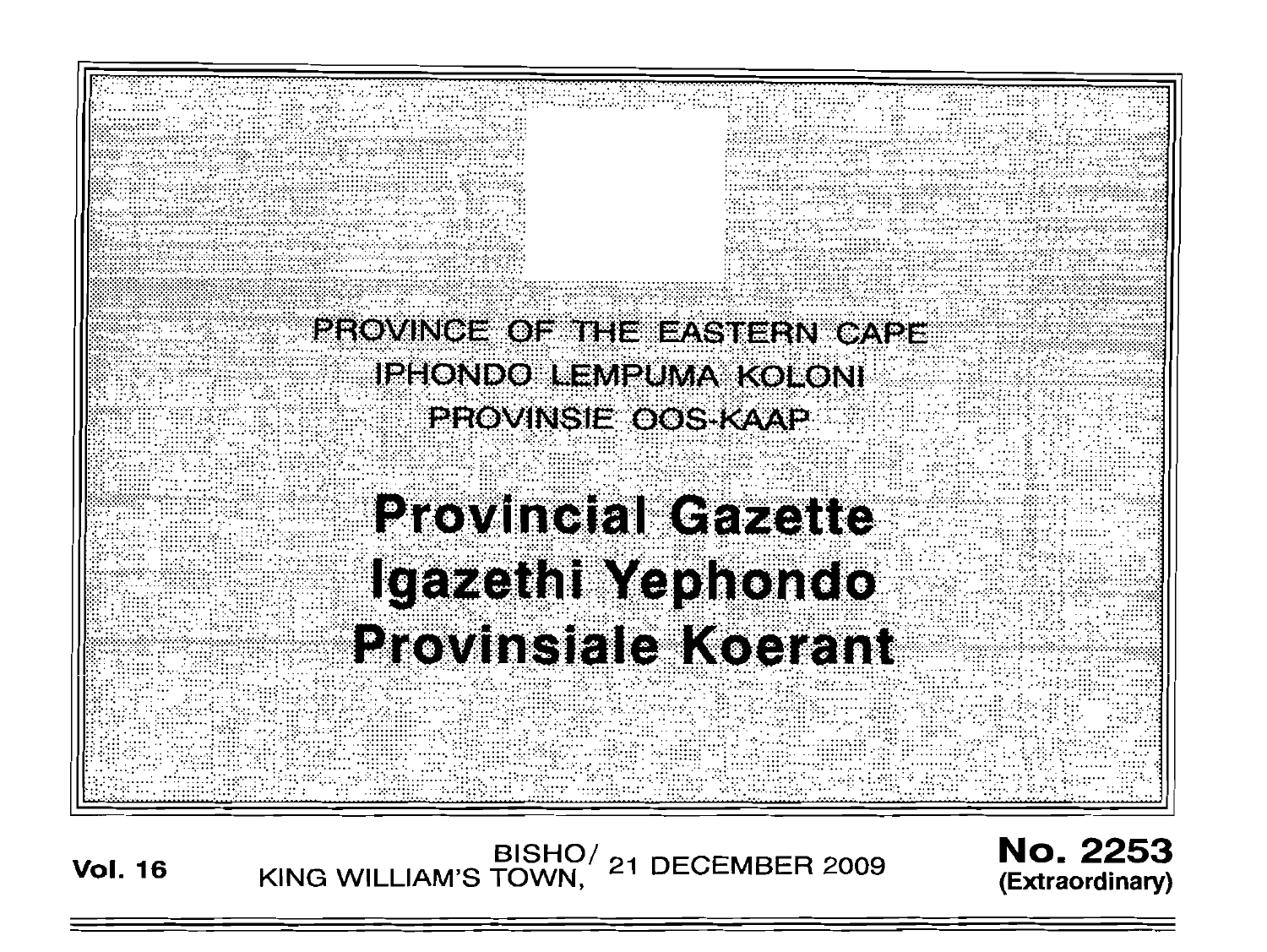PROVINCE OF THE EASTERN CAPE

IPHONDO LEMPUMA KOLONI

PROVINSIE OOS-KAAP

# Provincial Gazette

# Igazethi Yephondo

# Provinsiale Koerant

**Vol. 16** BISHO/ KING WILLIAM'S TOWN, 21 DECEMBER 2009 **No. 2253 (Extraordinary)**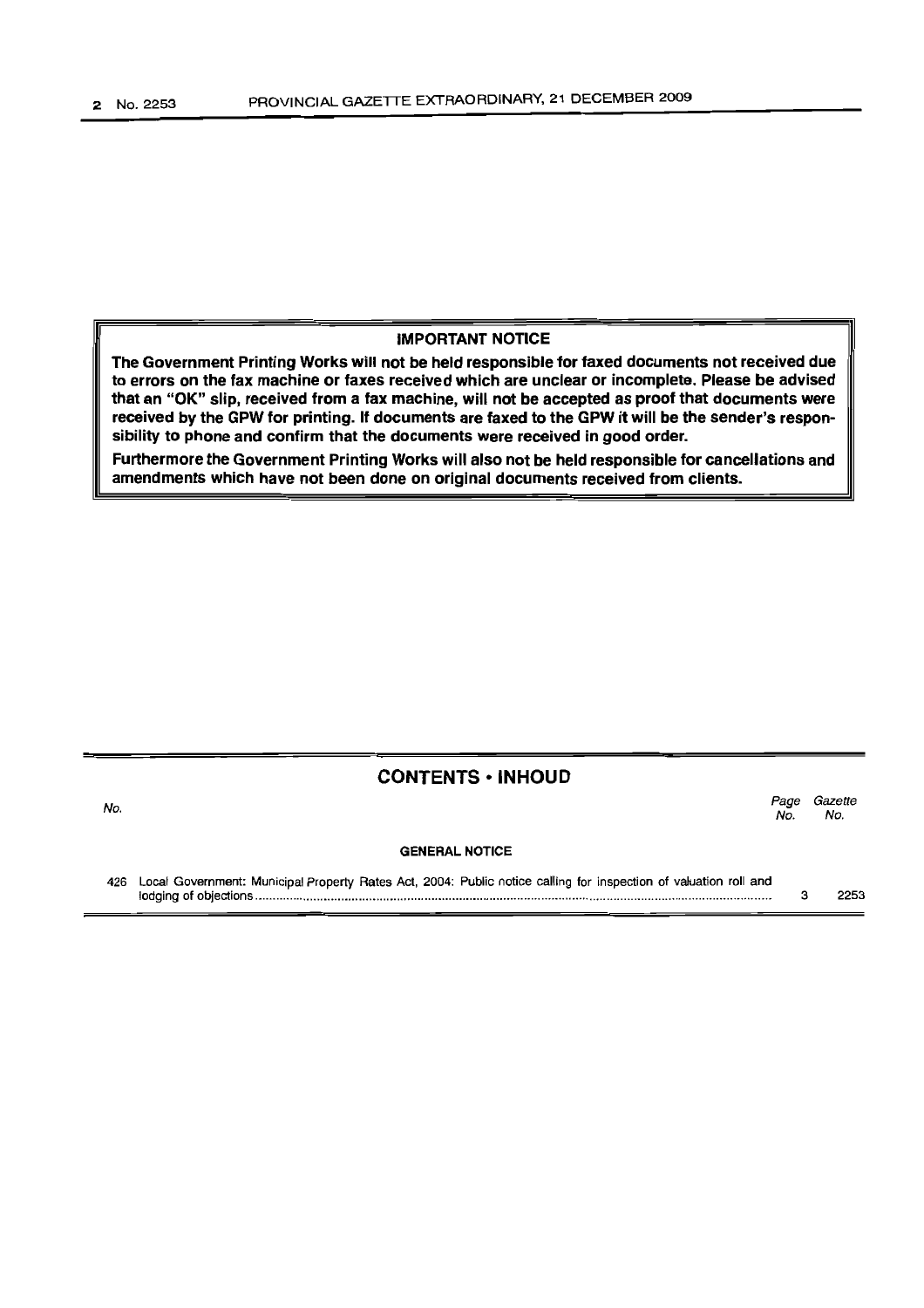**IMPORTANT NOTICE**

**The Government Printing Works will not be held responsible for faxed documents not received due to errors on the fax machine or faxes received which are unclear or incomplete. Please be advised that an "OK" slip, received from a fax machine, will not be accepted as proof that documents were received by the GPW for printing. If documents are faxed to the GPW it will be the sender's responsibility to phone and confirm that the documents were received in good order.**

**Furthermore the Government Printing Works will also not be held responsible for cancellations and amendments which have not been done on original documents received from clients.**

## CONTENTS • INHOUD

| *No.* | | *Page No.* | *Gazette No.* |
|---|---|---|---|
| | **GENERAL NOTICE** | | |
| 426 | Local Government: Municipal Property Rates Act, 2004: Public notice calling for inspection of valuation roll and lodging of objections | 3 | 2253 |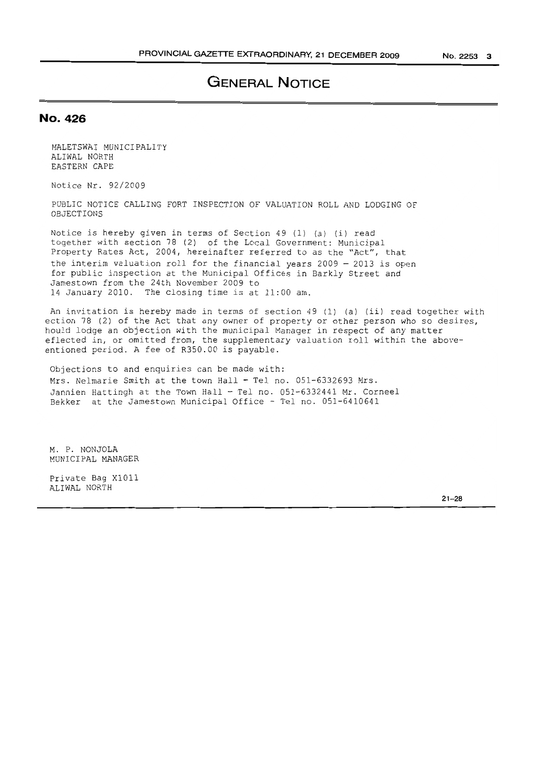# GENERAL NOTICE

## No. 426

MALETSWAI MUNICIPALITY
ALIWAL NORTH
EASTERN CAPE

Notice Nr. 92/2009

PUBLIC NOTICE CALLING FORT INSPECTION OF VALUATION ROLL AND LODGING OF OBJECTIONS

Notice is hereby given in terms of Section 49 (1) (a) (i) read together with section 78 (2) of the Local Government: Municipal Property Rates Act, 2004, hereinafter referred to as the "Act", that the interim valuation roll for the financial years 2009 – 2013 is open for public inspection at the Municipal Offices in Barkly Street and Jamestown from the 24th November 2009 to 14 January 2010. The closing time is at 11:00 am.

An invitation is hereby made in terms of section 49 (1) (a) (ii) read together with ection 78 (2) of the Act that any owner of property or other person who so desires, hould lodge an objection with the municipal Manager in respect of any matter eflected in, or omitted from, the supplementary valuation roll within the above-entioned period. A fee of R350.00 is payable.

Objections to and enquiries can be made with:
Mrs. Nelmarie Smith at the town Hall – Tel no. 051-6332693 Mrs. Jannien Hattingh at the Town Hall – Tel no. 051-6332441 Mr. Corneel Bekker at the Jamestown Municipal Office – Tel no. 051-6410641

M. P. NONJOLA
MUNICIPAL MANAGER

Private Bag X1011
ALIWAL NORTH

21–28